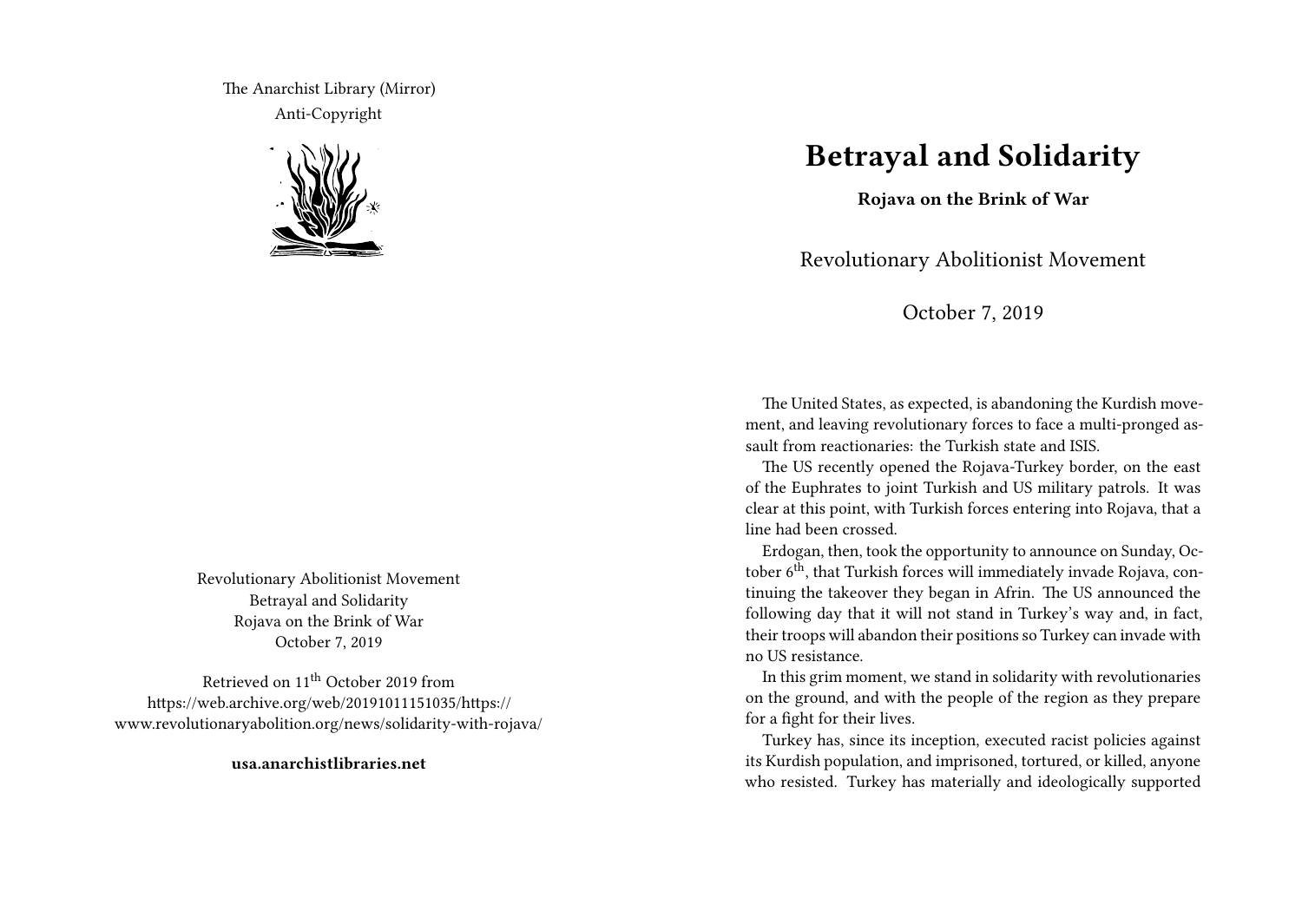The Anarchist Library (Mirror)
Anti-Copyright

Revolutionary Abolitionist Movement
Betrayal and Solidarity
Rojava on the Brink of War
October 7, 2019

Retrieved on 11th October 2019 from https://web.archive.org/web/20191011151035/https://www.revolutionaryabolition.org/news/solidarity-with-rojava/

**usa.anarchistlibraries.net**

# Betrayal and Solidarity

**Rojava on the Brink of War**

Revolutionary Abolitionist Movement

October 7, 2019

The United States, as expected, is abandoning the Kurdish movement, and leaving revolutionary forces to face a multi-pronged assault from reactionaries: the Turkish state and ISIS.

The US recently opened the Rojava-Turkey border, on the east of the Euphrates to joint Turkish and US military patrols. It was clear at this point, with Turkish forces entering into Rojava, that a line had been crossed.

Erdogan, then, took the opportunity to announce on Sunday, October 6th, that Turkish forces will immediately invade Rojava, continuing the takeover they began in Afrin. The US announced the following day that it will not stand in Turkey's way and, in fact, their troops will abandon their positions so Turkey can invade with no US resistance.

In this grim moment, we stand in solidarity with revolutionaries on the ground, and with the people of the region as they prepare for a fight for their lives.

Turkey has, since its inception, executed racist policies against its Kurdish population, and imprisoned, tortured, or killed, anyone who resisted. Turkey has materially and ideologically supported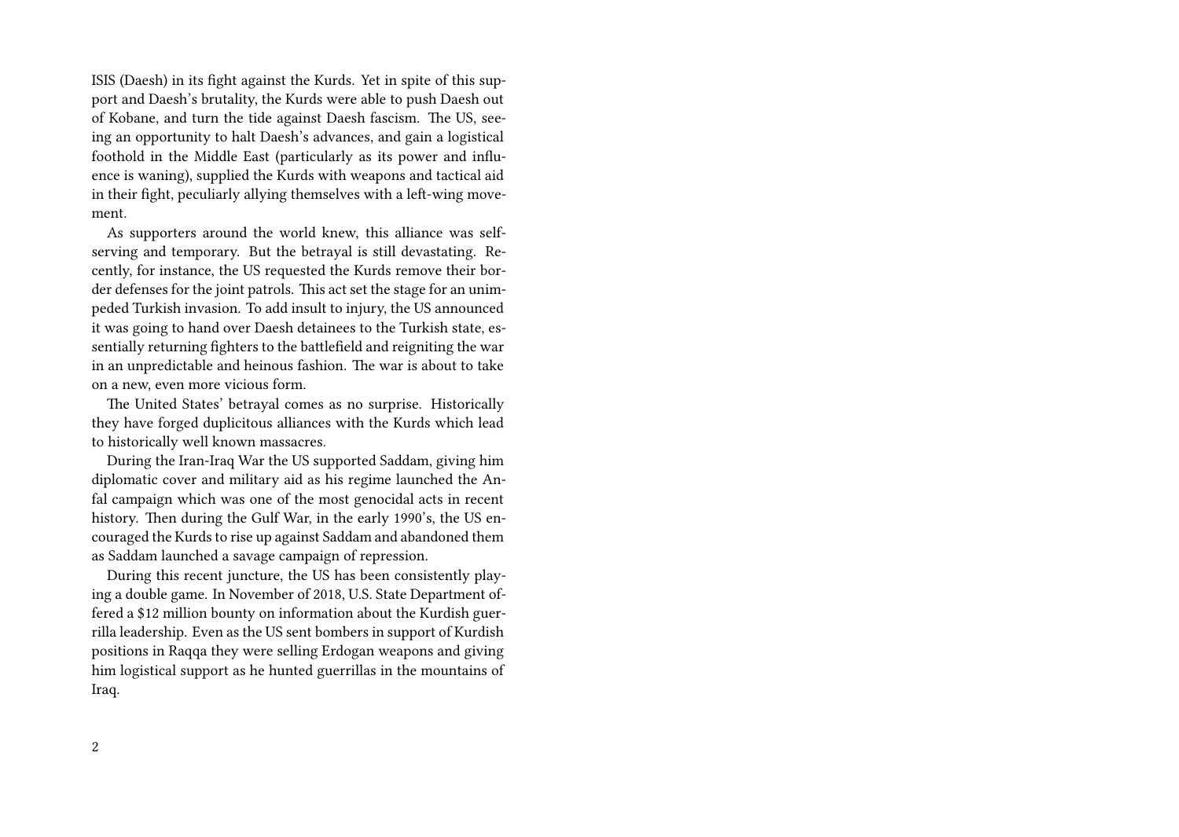ISIS (Daesh) in its fight against the Kurds. Yet in spite of this support and Daesh's brutality, the Kurds were able to push Daesh out of Kobane, and turn the tide against Daesh fascism. The US, seeing an opportunity to halt Daesh's advances, and gain a logistical foothold in the Middle East (particularly as its power and influence is waning), supplied the Kurds with weapons and tactical aid in their fight, peculiarly allying themselves with a left-wing movement.

As supporters around the world knew, this alliance was self-serving and temporary. But the betrayal is still devastating. Recently, for instance, the US requested the Kurds remove their border defenses for the joint patrols. This act set the stage for an unimpeded Turkish invasion. To add insult to injury, the US announced it was going to hand over Daesh detainees to the Turkish state, essentially returning fighters to the battlefield and reigniting the war in an unpredictable and heinous fashion. The war is about to take on a new, even more vicious form.

The United States' betrayal comes as no surprise. Historically they have forged duplicitous alliances with the Kurds which lead to historically well known massacres.

During the Iran-Iraq War the US supported Saddam, giving him diplomatic cover and military aid as his regime launched the Anfal campaign which was one of the most genocidal acts in recent history. Then during the Gulf War, in the early 1990's, the US encouraged the Kurds to rise up against Saddam and abandoned them as Saddam launched a savage campaign of repression.

During this recent juncture, the US has been consistently playing a double game. In November of 2018, U.S. State Department offered a $12 million bounty on information about the Kurdish guerrilla leadership. Even as the US sent bombers in support of Kurdish positions in Raqqa they were selling Erdogan weapons and giving him logistical support as he hunted guerrillas in the mountains of Iraq.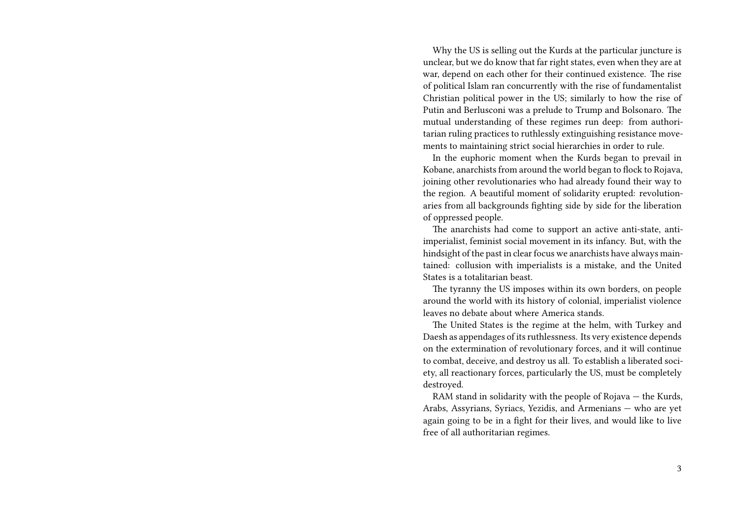Why the US is selling out the Kurds at the particular juncture is unclear, but we do know that far right states, even when they are at war, depend on each other for their continued existence. The rise of political Islam ran concurrently with the rise of fundamentalist Christian political power in the US; similarly to how the rise of Putin and Berlusconi was a prelude to Trump and Bolsonaro. The mutual understanding of these regimes run deep: from authoritarian ruling practices to ruthlessly extinguishing resistance movements to maintaining strict social hierarchies in order to rule.

In the euphoric moment when the Kurds began to prevail in Kobane, anarchists from around the world began to flock to Rojava, joining other revolutionaries who had already found their way to the region. A beautiful moment of solidarity erupted: revolutionaries from all backgrounds fighting side by side for the liberation of oppressed people.

The anarchists had come to support an active anti-state, anti-imperialist, feminist social movement in its infancy. But, with the hindsight of the past in clear focus we anarchists have always maintained: collusion with imperialists is a mistake, and the United States is a totalitarian beast.

The tyranny the US imposes within its own borders, on people around the world with its history of colonial, imperialist violence leaves no debate about where America stands.

The United States is the regime at the helm, with Turkey and Daesh as appendages of its ruthlessness. Its very existence depends on the extermination of revolutionary forces, and it will continue to combat, deceive, and destroy us all. To establish a liberated society, all reactionary forces, particularly the US, must be completely destroyed.

RAM stand in solidarity with the people of Rojava — the Kurds, Arabs, Assyrians, Syriacs, Yezidis, and Armenians — who are yet again going to be in a fight for their lives, and would like to live free of all authoritarian regimes.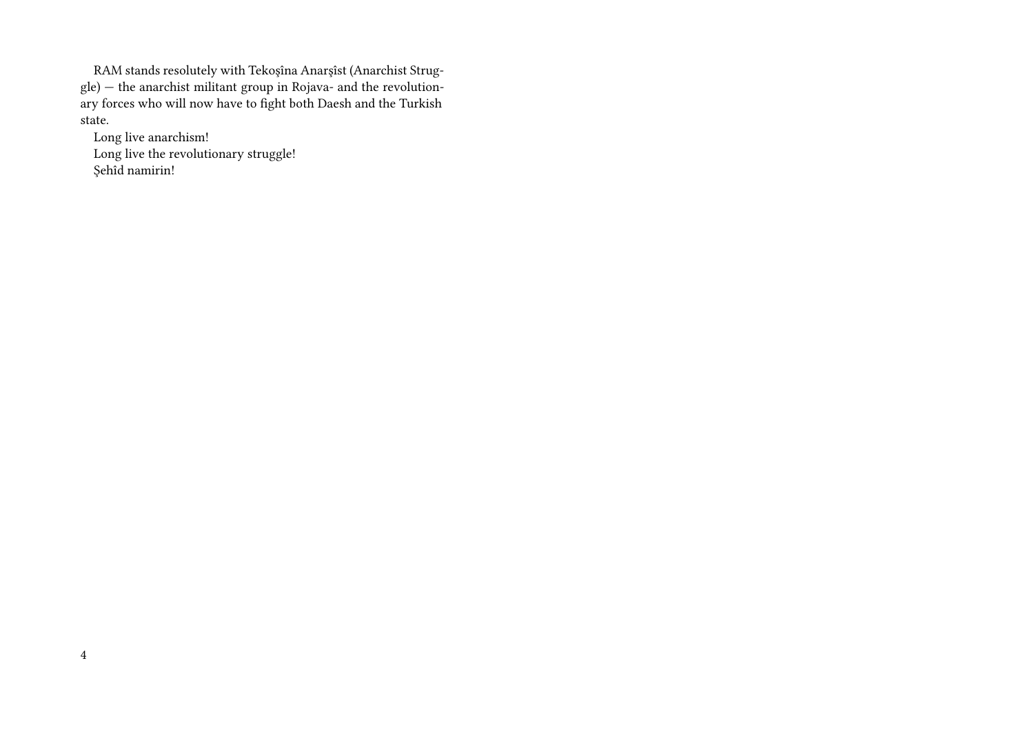RAM stands resolutely with Tekoşîna Anarşîst (Anarchist Struggle) — the anarchist militant group in Rojava- and the revolutionary forces who will now have to fight both Daesh and the Turkish state.

Long live anarchism!

Long live the revolutionary struggle!

Şehîd namirin!